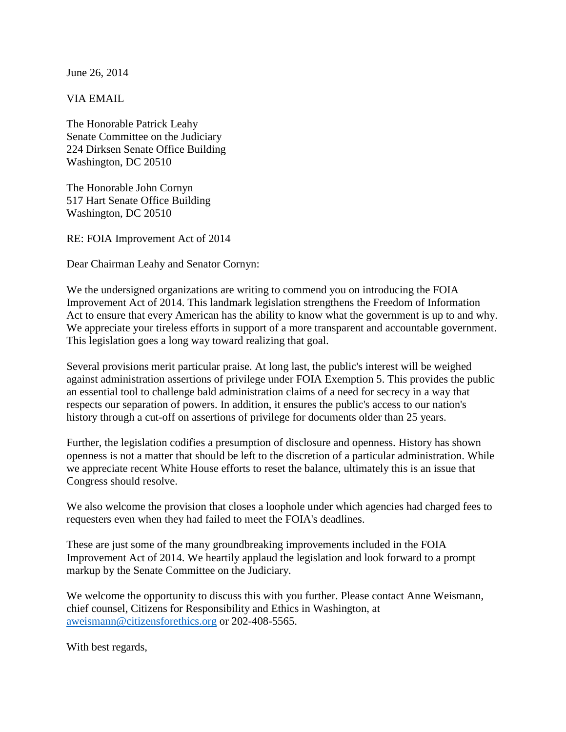June 26, 2014

VIA EMAIL

The Honorable Patrick Leahy
Senate Committee on the Judiciary
224 Dirksen Senate Office Building
Washington, DC 20510

The Honorable John Cornyn
517 Hart Senate Office Building
Washington, DC 20510

RE: FOIA Improvement Act of 2014

Dear Chairman Leahy and Senator Cornyn:

We the undersigned organizations are writing to commend you on introducing the FOIA Improvement Act of 2014. This landmark legislation strengthens the Freedom of Information Act to ensure that every American has the ability to know what the government is up to and why. We appreciate your tireless efforts in support of a more transparent and accountable government. This legislation goes a long way toward realizing that goal.

Several provisions merit particular praise. At long last, the public's interest will be weighed against administration assertions of privilege under FOIA Exemption 5. This provides the public an essential tool to challenge bald administration claims of a need for secrecy in a way that respects our separation of powers. In addition, it ensures the public's access to our nation's history through a cut-off on assertions of privilege for documents older than 25 years.

Further, the legislation codifies a presumption of disclosure and openness. History has shown openness is not a matter that should be left to the discretion of a particular administration. While we appreciate recent White House efforts to reset the balance, ultimately this is an issue that Congress should resolve.

We also welcome the provision that closes a loophole under which agencies had charged fees to requesters even when they had failed to meet the FOIA's deadlines.

These are just some of the many groundbreaking improvements included in the FOIA Improvement Act of 2014. We heartily applaud the legislation and look forward to a prompt markup by the Senate Committee on the Judiciary.

We welcome the opportunity to discuss this with you further. Please contact Anne Weismann, chief counsel, Citizens for Responsibility and Ethics in Washington, at aweismann@citizensforethics.org or 202-408-5565.

With best regards,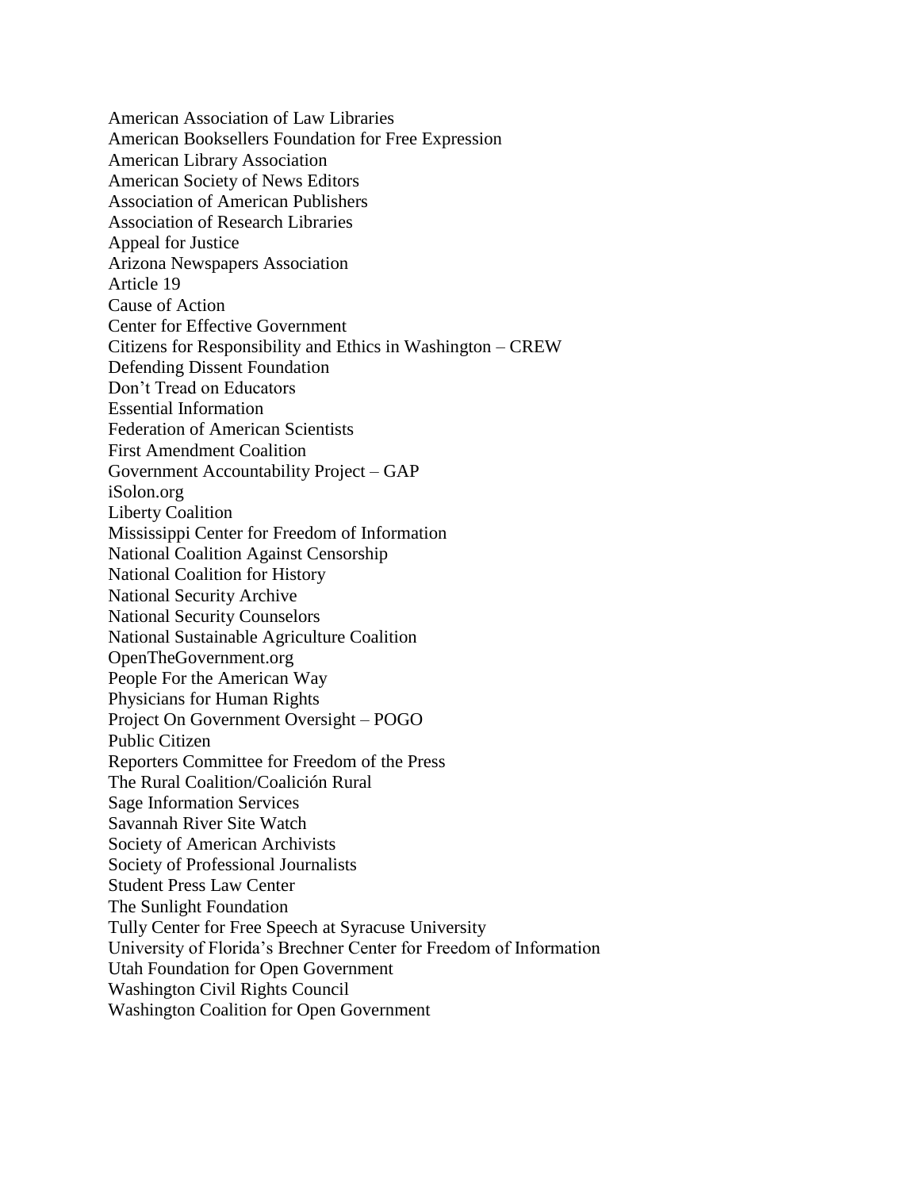American Association of Law Libraries
American Booksellers Foundation for Free Expression
American Library Association
American Society of News Editors
Association of American Publishers
Association of Research Libraries
Appeal for Justice
Arizona Newspapers Association
Article 19
Cause of Action
Center for Effective Government
Citizens for Responsibility and Ethics in Washington – CREW
Defending Dissent Foundation
Don't Tread on Educators
Essential Information
Federation of American Scientists
First Amendment Coalition
Government Accountability Project – GAP
iSolon.org
Liberty Coalition
Mississippi Center for Freedom of Information
National Coalition Against Censorship
National Coalition for History
National Security Archive
National Security Counselors
National Sustainable Agriculture Coalition
OpenTheGovernment.org
People For the American Way
Physicians for Human Rights
Project On Government Oversight – POGO
Public Citizen
Reporters Committee for Freedom of the Press
The Rural Coalition/Coalición Rural
Sage Information Services
Savannah River Site Watch
Society of American Archivists
Society of Professional Journalists
Student Press Law Center
The Sunlight Foundation
Tully Center for Free Speech at Syracuse University
University of Florida's Brechner Center for Freedom of Information
Utah Foundation for Open Government
Washington Civil Rights Council
Washington Coalition for Open Government